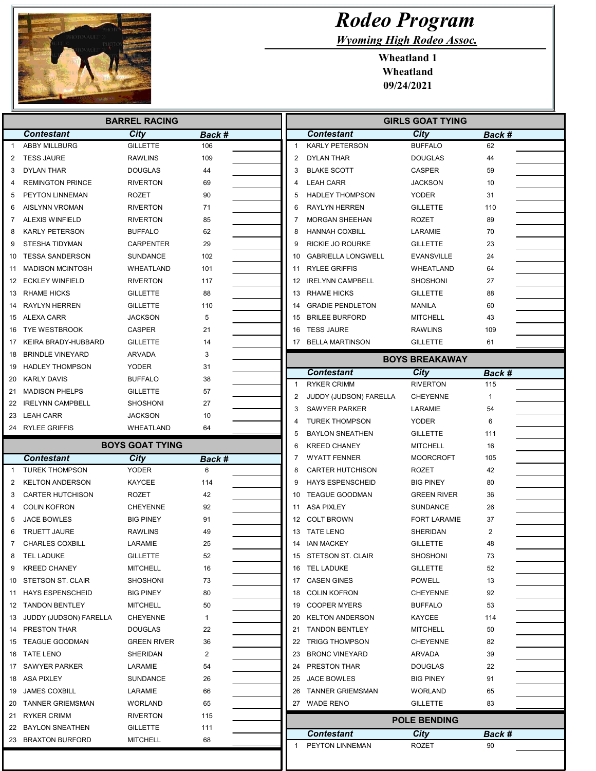# Rodeo Program

*Wyoming High Rodeo Assoc.*

**Wheatland 1**
**Wheatland**
**09/24/2021**

## BARREL RACING

| | Contestant | City | Back # | |
|---|---|---|---|---|
| 1 | ABBY MILLBURG | GILLETTE | 106 | |
| 2 | TESS JAURE | RAWLINS | 109 | |
| 3 | DYLAN THAR | DOUGLAS | 44 | |
| 4 | REMINGTON PRINCE | RIVERTON | 69 | |
| 5 | PEYTON LINNEMAN | ROZET | 90 | |
| 6 | AISLYNN VROMAN | RIVERTON | 71 | |
| 7 | ALEXIS WINFIELD | RIVERTON | 85 | |
| 8 | KARLY PETERSON | BUFFALO | 62 | |
| 9 | STESHA TIDYMAN | CARPENTER | 29 | |
| 10 | TESSA SANDERSON | SUNDANCE | 102 | |
| 11 | MADISON MCINTOSH | WHEATLAND | 101 | |
| 12 | ECKLEY WINFIELD | RIVERTON | 117 | |
| 13 | RHAME HICKS | GILLETTE | 88 | |
| 14 | RAYLYN HERREN | GILLETTE | 110 | |
| 15 | ALEXA CARR | JACKSON | 5 | |
| 16 | TYE WESTBROOK | CASPER | 21 | |
| 17 | KEIRA BRADY-HUBBARD | GILLETTE | 14 | |
| 18 | BRINDLE VINEYARD | ARVADA | 3 | |
| 19 | HADLEY THOMPSON | YODER | 31 | |
| 20 | KARLY DAVIS | BUFFALO | 38 | |
| 21 | MADISON PHELPS | GILLETTE | 57 | |
| 22 | IRELYNN CAMPBELL | SHOSHONI | 27 | |
| 23 | LEAH CARR | JACKSON | 10 | |
| 24 | RYLEE GRIFFIS | WHEATLAND | 64 | |

## BOYS GOAT TYING

| | Contestant | City | Back # | |
|---|---|---|---|---|
| 1 | TUREK THOMPSON | YODER | 6 | |
| 2 | KELTON ANDERSON | KAYCEE | 114 | |
| 3 | CARTER HUTCHISON | ROZET | 42 | |
| 4 | COLIN KOFRON | CHEYENNE | 92 | |
| 5 | JACE BOWLES | BIG PINEY | 91 | |
| 6 | TRUETT JAURE | RAWLINS | 49 | |
| 7 | CHARLES COXBILL | LARAMIE | 25 | |
| 8 | TEL LADUKE | GILLETTE | 52 | |
| 9 | KREED CHANEY | MITCHELL | 16 | |
| 10 | STETSON ST. CLAIR | SHOSHONI | 73 | |
| 11 | HAYS ESPENSCHEID | BIG PINEY | 80 | |
| 12 | TANDON BENTLEY | MITCHELL | 50 | |
| 13 | JUDDY (JUDSON) FARELLA | CHEYENNE | 1 | |
| 14 | PRESTON THAR | DOUGLAS | 22 | |
| 15 | TEAGUE GOODMAN | GREEN RIVER | 36 | |
| 16 | TATE LENO | SHERIDAN | 2 | |
| 17 | SAWYER PARKER | LARAMIE | 54 | |
| 18 | ASA PIXLEY | SUNDANCE | 26 | |
| 19 | JAMES COXBILL | LARAMIE | 66 | |
| 20 | TANNER GRIEMSMAN | WORLAND | 65 | |
| 21 | RYKER CRIMM | RIVERTON | 115 | |
| 22 | BAYLON SNEATHEN | GILLETTE | 111 | |
| 23 | BRAXTON BURFORD | MITCHELL | 68 | |

## GIRLS GOAT TYING

| | Contestant | City | Back # | |
|---|---|---|---|---|
| 1 | KARLY PETERSON | BUFFALO | 62 | |
| 2 | DYLAN THAR | DOUGLAS | 44 | |
| 3 | BLAKE SCOTT | CASPER | 59 | |
| 4 | LEAH CARR | JACKSON | 10 | |
| 5 | HADLEY THOMPSON | YODER | 31 | |
| 6 | RAYLYN HERREN | GILLETTE | 110 | |
| 7 | MORGAN SHEEHAN | ROZET | 89 | |
| 8 | HANNAH COXBILL | LARAMIE | 70 | |
| 9 | RICKIE JO ROURKE | GILLETTE | 23 | |
| 10 | GABRIELLA LONGWELL | EVANSVILLE | 24 | |
| 11 | RYLEE GRIFFIS | WHEATLAND | 64 | |
| 12 | IRELYNN CAMPBELL | SHOSHONI | 27 | |
| 13 | RHAME HICKS | GILLETTE | 88 | |
| 14 | GRADIE PENDLETON | MANILA | 60 | |
| 15 | BRILEE BURFORD | MITCHELL | 43 | |
| 16 | TESS JAURE | RAWLINS | 109 | |
| 17 | BELLA MARTINSON | GILLETTE | 61 | |

## BOYS BREAKAWAY

| | Contestant | City | Back # | |
|---|---|---|---|---|
| 1 | RYKER CRIMM | RIVERTON | 115 | |
| 2 | JUDDY (JUDSON) FARELLA | CHEYENNE | 1 | |
| 3 | SAWYER PARKER | LARAMIE | 54 | |
| 4 | TUREK THOMPSON | YODER | 6 | |
| 5 | BAYLON SNEATHEN | GILLETTE | 111 | |
| 6 | KREED CHANEY | MITCHELL | 16 | |
| 7 | WYATT FENNER | MOORCROFT | 105 | |
| 8 | CARTER HUTCHISON | ROZET | 42 | |
| 9 | HAYS ESPENSCHEID | BIG PINEY | 80 | |
| 10 | TEAGUE GOODMAN | GREEN RIVER | 36 | |
| 11 | ASA PIXLEY | SUNDANCE | 26 | |
| 12 | COLT BROWN | FORT LARAMIE | 37 | |
| 13 | TATE LENO | SHERIDAN | 2 | |
| 14 | IAN MACKEY | GILLETTE | 48 | |
| 15 | STETSON ST. CLAIR | SHOSHONI | 73 | |
| 16 | TEL LADUKE | GILLETTE | 52 | |
| 17 | CASEN GINES | POWELL | 13 | |
| 18 | COLIN KOFRON | CHEYENNE | 92 | |
| 19 | COOPER MYERS | BUFFALO | 53 | |
| 20 | KELTON ANDERSON | KAYCEE | 114 | |
| 21 | TANDON BENTLEY | MITCHELL | 50 | |
| 22 | TRIGG THOMPSON | CHEYENNE | 82 | |
| 23 | BRONC VINEYARD | ARVADA | 39 | |
| 24 | PRESTON THAR | DOUGLAS | 22 | |
| 25 | JACE BOWLES | BIG PINEY | 91 | |
| 26 | TANNER GRIEMSMAN | WORLAND | 65 | |
| 27 | WADE RENO | GILLETTE | 83 | |

## POLE BENDING

| | Contestant | City | Back # | |
|---|---|---|---|---|
| 1 | PEYTON LINNEMAN | ROZET | 90 | |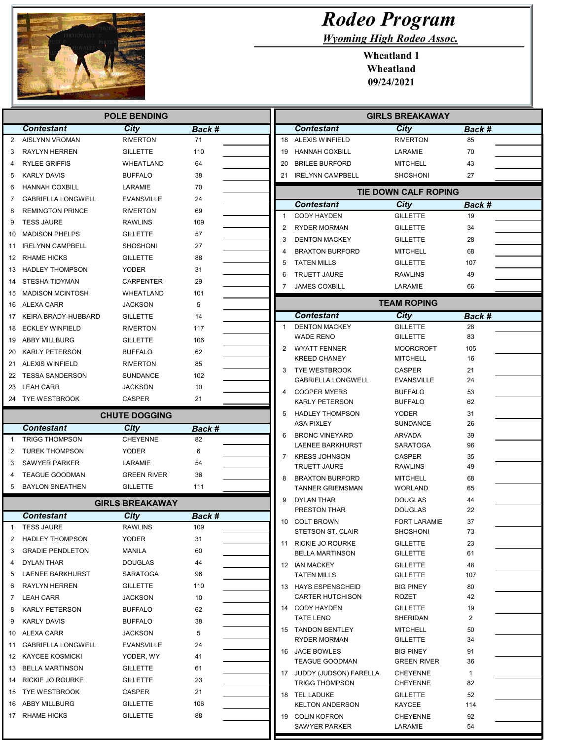# Rodeo Program

**Wyoming High Rodeo Assoc.**

**Wheatland 1**
**Wheatland**
**09/24/2021**

## POLE BENDING

| | Contestant | City | Back # | |
|---|---|---|---|---|
| 2 | AISLYNN VROMAN | RIVERTON | 71 | |
| 3 | RAYLYN HERREN | GILLETTE | 110 | |
| 4 | RYLEE GRIFFIS | WHEATLAND | 64 | |
| 5 | KARLY DAVIS | BUFFALO | 38 | |
| 6 | HANNAH COXBILL | LARAMIE | 70 | |
| 7 | GABRIELLA LONGWELL | EVANSVILLE | 24 | |
| 8 | REMINGTON PRINCE | RIVERTON | 69 | |
| 9 | TESS JAURE | RAWLINS | 109 | |
| 10 | MADISON PHELPS | GILLETTE | 57 | |
| 11 | IRELYNN CAMPBELL | SHOSHONI | 27 | |
| 12 | RHAME HICKS | GILLETTE | 88 | |
| 13 | HADLEY THOMPSON | YODER | 31 | |
| 14 | STESHA TIDYMAN | CARPENTER | 29 | |
| 15 | MADISON MCINTOSH | WHEATLAND | 101 | |
| 16 | ALEXA CARR | JACKSON | 5 | |
| 17 | KEIRA BRADY-HUBBARD | GILLETTE | 14 | |
| 18 | ECKLEY WINFIELD | RIVERTON | 117 | |
| 19 | ABBY MILLBURG | GILLETTE | 106 | |
| 20 | KARLY PETERSON | BUFFALO | 62 | |
| 21 | ALEXIS WINFIELD | RIVERTON | 85 | |
| 22 | TESSA SANDERSON | SUNDANCE | 102 | |
| 23 | LEAH CARR | JACKSON | 10 | |
| 24 | TYE WESTBROOK | CASPER | 21 | |

## CHUTE DOGGING

| | Contestant | City | Back # | |
|---|---|---|---|---|
| 1 | TRIGG THOMPSON | CHEYENNE | 82 | |
| 2 | TUREK THOMPSON | YODER | 6 | |
| 3 | SAWYER PARKER | LARAMIE | 54 | |
| 4 | TEAGUE GOODMAN | GREEN RIVER | 36 | |
| 5 | BAYLON SNEATHEN | GILLETTE | 111 | |

## GIRLS BREAKAWAY

| | Contestant | City | Back # | |
|---|---|---|---|---|
| 1 | TESS JAURE | RAWLINS | 109 | |
| 2 | HADLEY THOMPSON | YODER | 31 | |
| 3 | GRADIE PENDLETON | MANILA | 60 | |
| 4 | DYLAN THAR | DOUGLAS | 44 | |
| 5 | LAENEE BARKHURST | SARATOGA | 96 | |
| 6 | RAYLYN HERREN | GILLETTE | 110 | |
| 7 | LEAH CARR | JACKSON | 10 | |
| 8 | KARLY PETERSON | BUFFALO | 62 | |
| 9 | KARLY DAVIS | BUFFALO | 38 | |
| 10 | ALEXA CARR | JACKSON | 5 | |
| 11 | GABRIELLA LONGWELL | EVANSVILLE | 24 | |
| 12 | KAYCEE KOSMICKI | YODER, WY | 41 | |
| 13 | BELLA MARTINSON | GILLETTE | 61 | |
| 14 | RICKIE JO ROURKE | GILLETTE | 23 | |
| 15 | TYE WESTBROOK | CASPER | 21 | |
| 16 | ABBY MILLBURG | GILLETTE | 106 | |
| 17 | RHAME HICKS | GILLETTE | 88 | |
| 18 | ALEXIS WINFIELD | RIVERTON | 85 | |
| 19 | HANNAH COXBILL | LARAMIE | 70 | |
| 20 | BRILEE BURFORD | MITCHELL | 43 | |
| 21 | IRELYNN CAMPBELL | SHOSHONI | 27 | |

## TIE DOWN CALF ROPING

| | Contestant | City | Back # | |
|---|---|---|---|---|
| 1 | CODY HAYDEN | GILLETTE | 19 | |
| 2 | RYDER MORMAN | GILLETTE | 34 | |
| 3 | DENTON MACKEY | GILLETTE | 28 | |
| 4 | BRAXTON BURFORD | MITCHELL | 68 | |
| 5 | TATEN MILLS | GILLETTE | 107 | |
| 6 | TRUETT JAURE | RAWLINS | 49 | |
| 7 | JAMES COXBILL | LARAMIE | 66 | |

## TEAM ROPING

| | Contestant | City | Back # | |
|---|---|---|---|---|
| 1 | DENTON MACKEY | GILLETTE | 28 | |
| | WADE RENO | GILLETTE | 83 | |
| 2 | WYATT FENNER | MOORCROFT | 105 | |
| | KREED CHANEY | MITCHELL | 16 | |
| 3 | TYE WESTBROOK | CASPER | 21 | |
| | GABRIELLA LONGWELL | EVANSVILLE | 24 | |
| 4 | COOPER MYERS | BUFFALO | 53 | |
| | KARLY PETERSON | BUFFALO | 62 | |
| 5 | HADLEY THOMPSON | YODER | 31 | |
| | ASA PIXLEY | SUNDANCE | 26 | |
| 6 | BRONC VINEYARD | ARVADA | 39 | |
| | LAENEE BARKHURST | SARATOGA | 96 | |
| 7 | KRESS JOHNSON | CASPER | 35 | |
| | TRUETT JAURE | RAWLINS | 49 | |
| 8 | BRAXTON BURFORD | MITCHELL | 68 | |
| | TANNER GRIEMSMAN | WORLAND | 65 | |
| 9 | DYLAN THAR | DOUGLAS | 44 | |
| | PRESTON THAR | DOUGLAS | 22 | |
| 10 | COLT BROWN | FORT LARAMIE | 37 | |
| | STETSON ST. CLAIR | SHOSHONI | 73 | |
| 11 | RICKIE JO ROURKE | GILLETTE | 23 | |
| | BELLA MARTINSON | GILLETTE | 61 | |
| 12 | IAN MACKEY | GILLETTE | 48 | |
| | TATEN MILLS | GILLETTE | 107 | |
| 13 | HAYS ESPENSCHEID | BIG PINEY | 80 | |
| | CARTER HUTCHISON | ROZET | 42 | |
| 14 | CODY HAYDEN | GILLETTE | 19 | |
| | TATE LENO | SHERIDAN | 2 | |
| 15 | TANDON BENTLEY | MITCHELL | 50 | |
| | RYDER MORMAN | GILLETTE | 34 | |
| 16 | JACE BOWLES | BIG PINEY | 91 | |
| | TEAGUE GOODMAN | GREEN RIVER | 36 | |
| 17 | JUDDY (JUDSON) FARELLA | CHEYENNE | 1 | |
| | TRIGG THOMPSON | CHEYENNE | 82 | |
| 18 | TEL LADUKE | GILLETTE | 52 | |
| | KELTON ANDERSON | KAYCEE | 114 | |
| 19 | COLIN KOFRON | CHEYENNE | 92 | |
| | SAWYER PARKER | LARAMIE | 54 | |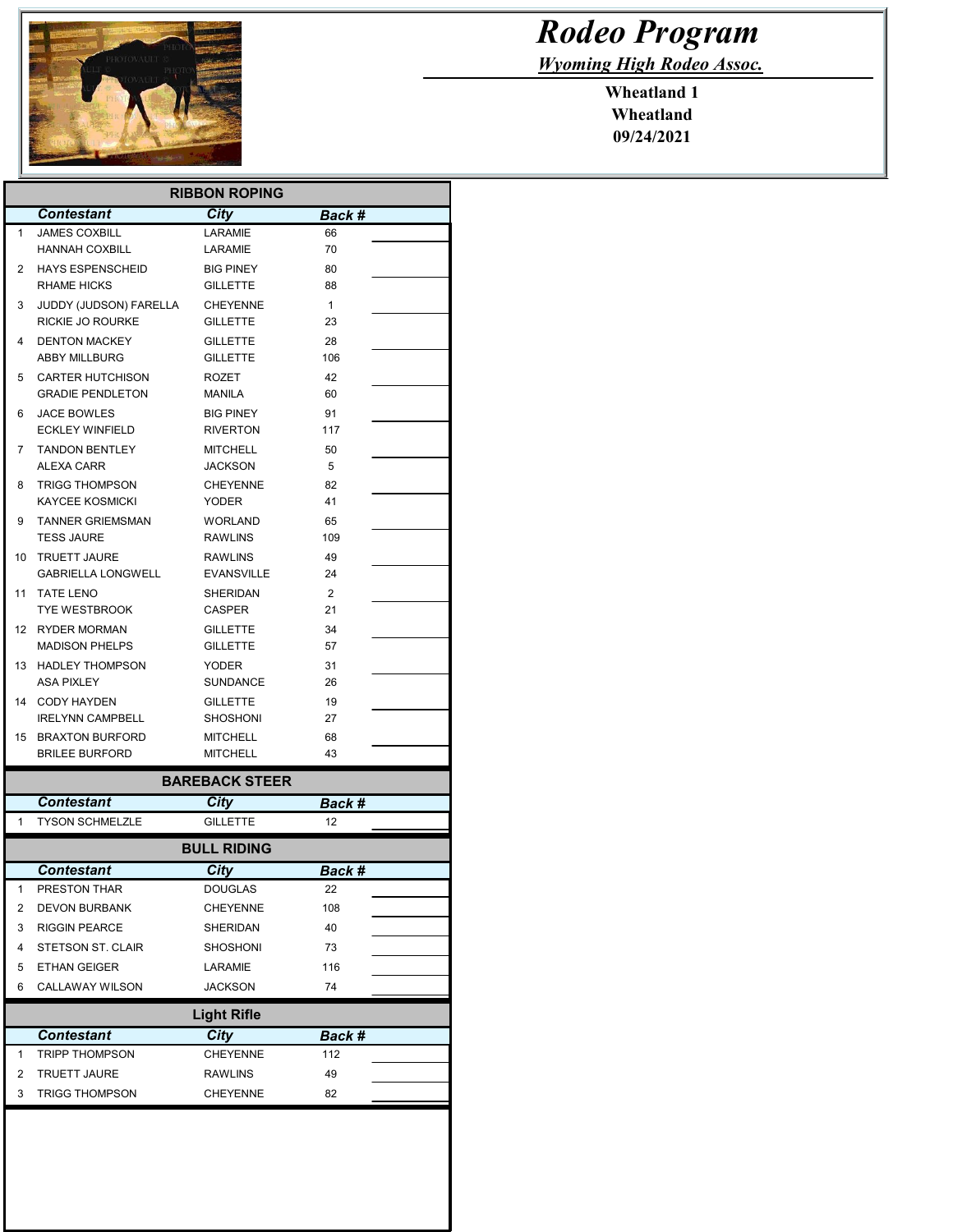# Rodeo Program

*Wyoming High Rodeo Assoc.*

**Wheatland 1**
**Wheatland**
**09/24/2021**

## RIBBON ROPING

| | Contestant | City | Back # | |
|---|---|---|---|---|
| 1 | JAMES COXBILL | LARAMIE | 66 | |
| | HANNAH COXBILL | LARAMIE | 70 | |
| 2 | HAYS ESPENSCHEID | BIG PINEY | 80 | |
| | RHAME HICKS | GILLETTE | 88 | |
| 3 | JUDDY (JUDSON) FARELLA | CHEYENNE | 1 | |
| | RICKIE JO ROURKE | GILLETTE | 23 | |
| 4 | DENTON MACKEY | GILLETTE | 28 | |
| | ABBY MILLBURG | GILLETTE | 106 | |
| 5 | CARTER HUTCHISON | ROZET | 42 | |
| | GRADIE PENDLETON | MANILA | 60 | |
| 6 | JACE BOWLES | BIG PINEY | 91 | |
| | ECKLEY WINFIELD | RIVERTON | 117 | |
| 7 | TANDON BENTLEY | MITCHELL | 50 | |
| | ALEXA CARR | JACKSON | 5 | |
| 8 | TRIGG THOMPSON | CHEYENNE | 82 | |
| | KAYCEE KOSMICKI | YODER | 41 | |
| 9 | TANNER GRIEMSMAN | WORLAND | 65 | |
| | TESS JAURE | RAWLINS | 109 | |
| 10 | TRUETT JAURE | RAWLINS | 49 | |
| | GABRIELLA LONGWELL | EVANSVILLE | 24 | |
| 11 | TATE LENO | SHERIDAN | 2 | |
| | TYE WESTBROOK | CASPER | 21 | |
| 12 | RYDER MORMAN | GILLETTE | 34 | |
| | MADISON PHELPS | GILLETTE | 57 | |
| 13 | HADLEY THOMPSON | YODER | 31 | |
| | ASA PIXLEY | SUNDANCE | 26 | |
| 14 | CODY HAYDEN | GILLETTE | 19 | |
| | IRELYNN CAMPBELL | SHOSHONI | 27 | |
| 15 | BRAXTON BURFORD | MITCHELL | 68 | |
| | BRILEE BURFORD | MITCHELL | 43 | |

## BAREBACK STEER

| | Contestant | City | Back # | |
|---|---|---|---|---|
| 1 | TYSON SCHMELZLE | GILLETTE | 12 | |

## BULL RIDING

| | Contestant | City | Back # | |
|---|---|---|---|---|
| 1 | PRESTON THAR | DOUGLAS | 22 | |
| 2 | DEVON BURBANK | CHEYENNE | 108 | |
| 3 | RIGGIN PEARCE | SHERIDAN | 40 | |
| 4 | STETSON ST. CLAIR | SHOSHONI | 73 | |
| 5 | ETHAN GEIGER | LARAMIE | 116 | |
| 6 | CALLAWAY WILSON | JACKSON | 74 | |

## Light Rifle

| | Contestant | City | Back # | |
|---|---|---|---|---|
| 1 | TRIPP THOMPSON | CHEYENNE | 112 | |
| 2 | TRUETT JAURE | RAWLINS | 49 | |
| 3 | TRIGG THOMPSON | CHEYENNE | 82 | |